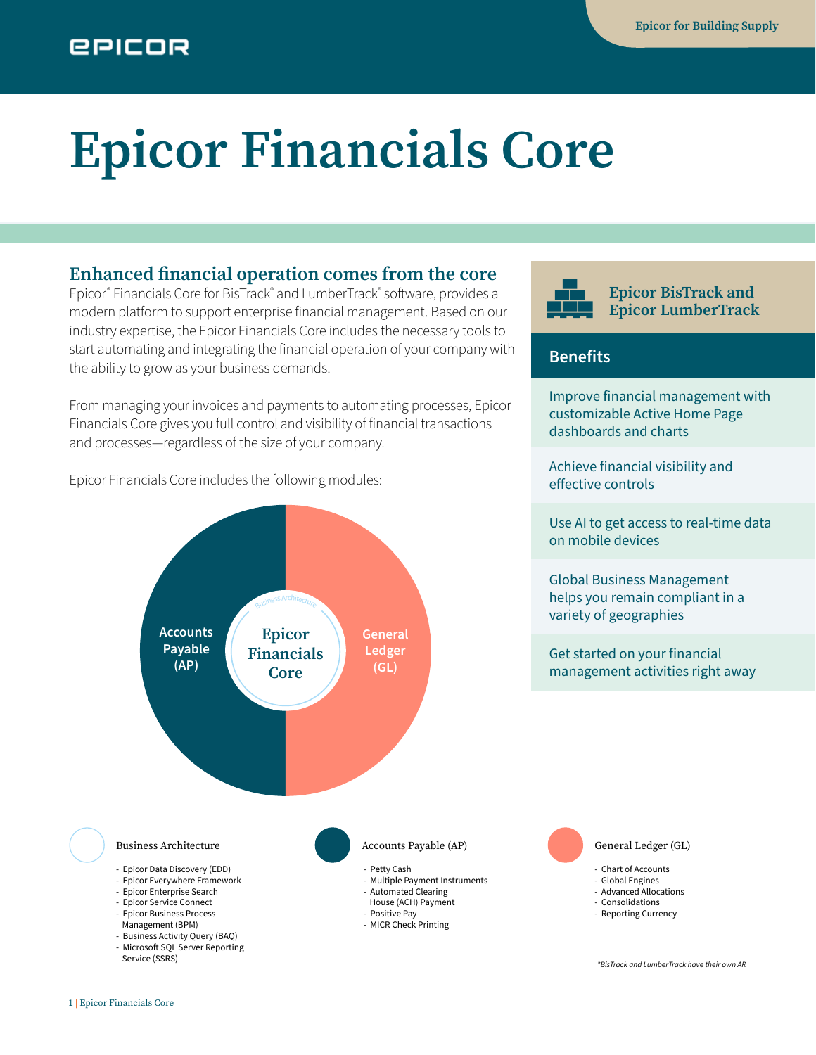# Epicor Financials Core

## Enhanced financial operation comes from the core

Epicor® Financials Core for BisTrack® and LumberTrack® software, provides a modern platform to support enterprise financial management. Based on our industry expertise, the Epicor Financials Core includes the necessary tools to start automating and integrating the financial operation of your company with the ability to grow as your business demands.

From managing your invoices and payments to automating processes, Epicor Financials Core gives you full control and visibility of financial transactions and processes—regardless of the size of your company.

Epicor Financials Core includes the following modules:

Business Architecture

Accounts Payable (AP)

Epicor Financials Core

General Ledger (GL)

### Business Architecture

- Epicor Data Discovery (EDD)
- Epicor Everywhere Framework
- Epicor Enterprise Search
- Epicor Service Connect
- Epicor Business Process Management (BPM)
- Business Activity Query (BAQ)
- Microsoft SQL Server Reporting Service (SSRS)

### Accounts Payable (AP)

- Petty Cash
- Multiple Payment Instruments
- Automated Clearing House (ACH) Payment
- Positive Pay
- MICR Check Printing

### General Ledger (GL)

- Chart of Accounts
- Global Engines
- Advanced Allocations
- Consolidations
- Reporting Currency

*BisTrack and LumberTrack have their own AR

## Epicor BisTrack and Epicor LumberTrack

### Benefits

- Improve financial management with customizable Active Home Page dashboards and charts
- Achieve financial visibility and effective controls
- Use AI to get access to real-time data on mobile devices
- Global Business Management helps you remain compliant in a variety of geographies
- Get started on your financial management activities right away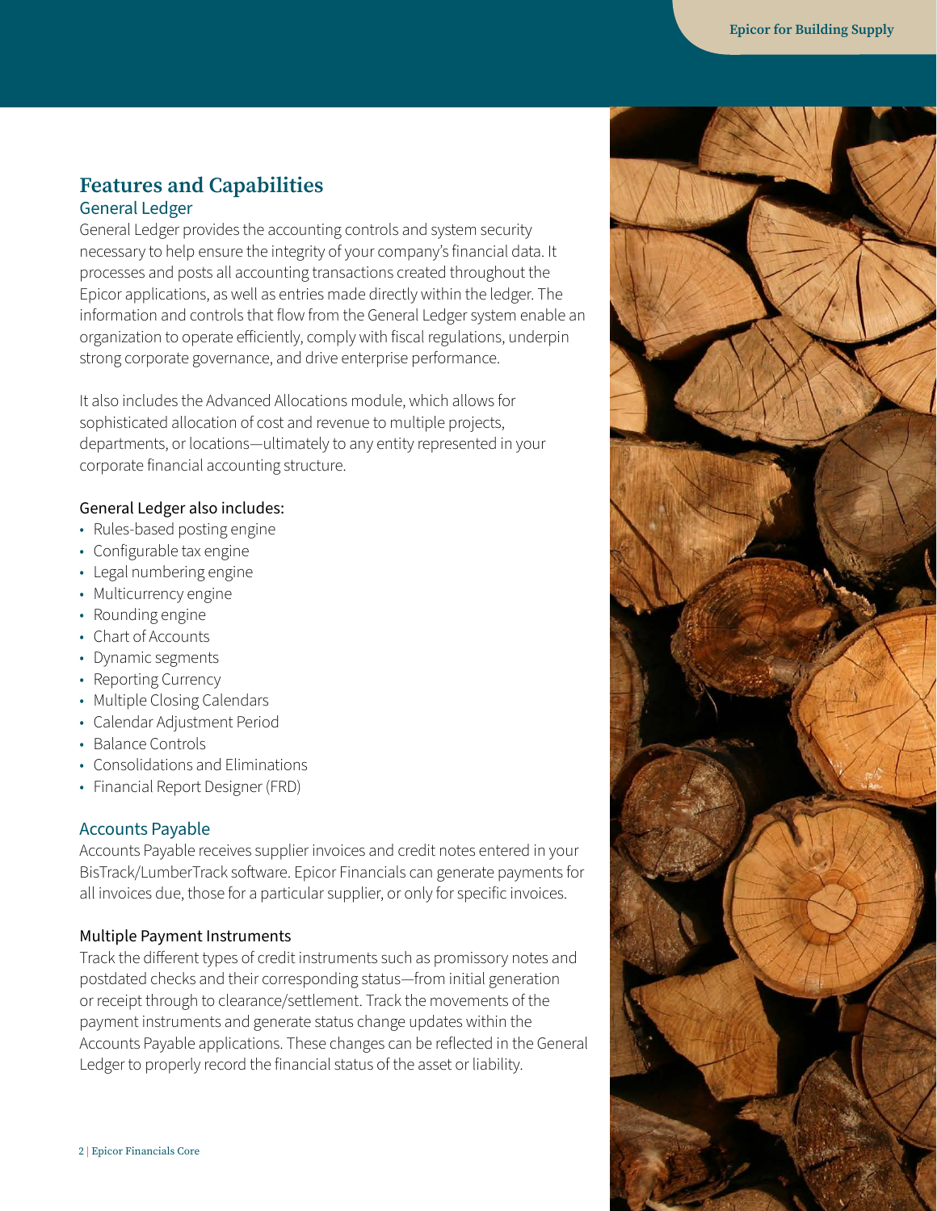## Features and Capabilities

### General Ledger

General Ledger provides the accounting controls and system security necessary to help ensure the integrity of your company's financial data. It processes and posts all accounting transactions created throughout the Epicor applications, as well as entries made directly within the ledger. The information and controls that flow from the General Ledger system enable an organization to operate efficiently, comply with fiscal regulations, underpin strong corporate governance, and drive enterprise performance.

It also includes the Advanced Allocations module, which allows for sophisticated allocation of cost and revenue to multiple projects, departments, or locations—ultimately to any entity represented in your corporate financial accounting structure.

#### General Ledger also includes:

- Rules-based posting engine
- Configurable tax engine
- Legal numbering engine
- Multicurrency engine
- Rounding engine
- Chart of Accounts
- Dynamic segments
- Reporting Currency
- Multiple Closing Calendars
- Calendar Adjustment Period
- Balance Controls
- Consolidations and Eliminations
- Financial Report Designer (FRD)

### Accounts Payable

Accounts Payable receives supplier invoices and credit notes entered in your BisTrack/LumberTrack software. Epicor Financials can generate payments for all invoices due, those for a particular supplier, or only for specific invoices.

#### Multiple Payment Instruments

Track the different types of credit instruments such as promissory notes and postdated checks and their corresponding status—from initial generation or receipt through to clearance/settlement. Track the movements of the payment instruments and generate status change updates within the Accounts Payable applications. These changes can be reflected in the General Ledger to properly record the financial status of the asset or liability.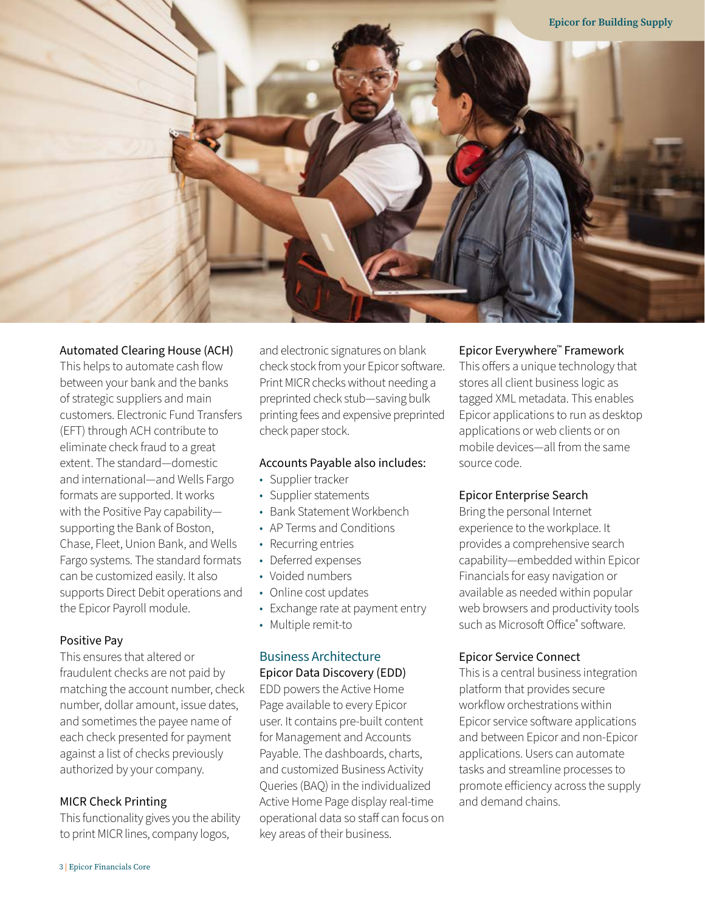### Automated Clearing House (ACH)

This helps to automate cash flow between your bank and the banks of strategic suppliers and main customers. Electronic Fund Transfers (EFT) through ACH contribute to eliminate check fraud to a great extent. The standard—domestic and international—and Wells Fargo formats are supported. It works with the Positive Pay capability—supporting the Bank of Boston, Chase, Fleet, Union Bank, and Wells Fargo systems. The standard formats can be customized easily. It also supports Direct Debit operations and the Epicor Payroll module.

### Positive Pay

This ensures that altered or fraudulent checks are not paid by matching the account number, check number, dollar amount, issue dates, and sometimes the payee name of each check presented for payment against a list of checks previously authorized by your company.

### MICR Check Printing

This functionality gives you the ability to print MICR lines, company logos, and electronic signatures on blank check stock from your Epicor software. Print MICR checks without needing a preprinted check stub—saving bulk printing fees and expensive preprinted check paper stock.

### Accounts Payable also includes:

- Supplier tracker
- Supplier statements
- Bank Statement Workbench
- AP Terms and Conditions
- Recurring entries
- Deferred expenses
- Voided numbers
- Online cost updates
- Exchange rate at payment entry
- Multiple remit-to

## Business Architecture

### Epicor Data Discovery (EDD)

EDD powers the Active Home Page available to every Epicor user. It contains pre-built content for Management and Accounts Payable. The dashboards, charts, and customized Business Activity Queries (BAQ) in the individualized Active Home Page display real-time operational data so staff can focus on key areas of their business.

### Epicor Everywhere™ Framework

This offers a unique technology that stores all client business logic as tagged XML metadata. This enables Epicor applications to run as desktop applications or web clients or on mobile devices—all from the same source code.

### Epicor Enterprise Search

Bring the personal Internet experience to the workplace. It provides a comprehensive search capability—embedded within Epicor Financials for easy navigation or available as needed within popular web browsers and productivity tools such as Microsoft Office® software.

### Epicor Service Connect

This is a central business integration platform that provides secure workflow orchestrations within Epicor service software applications and between Epicor and non-Epicor applications. Users can automate tasks and streamline processes to promote efficiency across the supply and demand chains.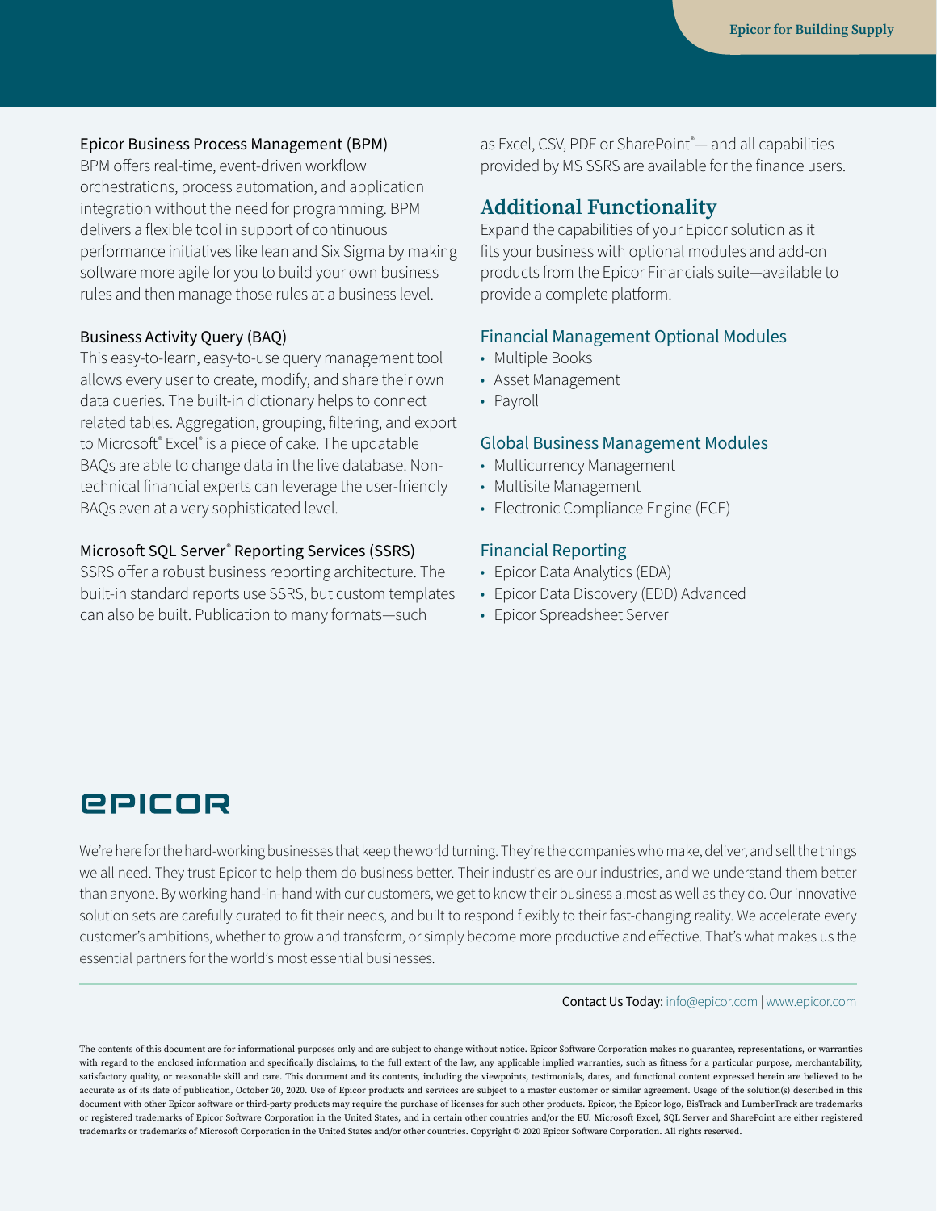### Epicor Business Process Management (BPM)

BPM offers real-time, event-driven workflow orchestrations, process automation, and application integration without the need for programming. BPM delivers a flexible tool in support of continuous performance initiatives like lean and Six Sigma by making software more agile for you to build your own business rules and then manage those rules at a business level.

### Business Activity Query (BAQ)

This easy-to-learn, easy-to-use query management tool allows every user to create, modify, and share their own data queries. The built-in dictionary helps to connect related tables. Aggregation, grouping, filtering, and export to Microsoft® Excel® is a piece of cake. The updatable BAQs are able to change data in the live database. Non-technical financial experts can leverage the user-friendly BAQs even at a very sophisticated level.

### Microsoft SQL Server® Reporting Services (SSRS)

SSRS offer a robust business reporting architecture. The built-in standard reports use SSRS, but custom templates can also be built. Publication to many formats—such as Excel, CSV, PDF or SharePoint®— and all capabilities provided by MS SSRS are available for the finance users.

## Additional Functionality

Expand the capabilities of your Epicor solution as it fits your business with optional modules and add-on products from the Epicor Financials suite—available to provide a complete platform.

### Financial Management Optional Modules

- Multiple Books
- Asset Management
- Payroll

### Global Business Management Modules

- Multicurrency Management
- Multisite Management
- Electronic Compliance Engine (ECE)

### Financial Reporting

- Epicor Data Analytics (EDA)
- Epicor Data Discovery (EDD) Advanced
- Epicor Spreadsheet Server

## EPICOR

We're here for the hard-working businesses that keep the world turning. They're the companies who make, deliver, and sell the things we all need. They trust Epicor to help them do business better. Their industries are our industries, and we understand them better than anyone. By working hand-in-hand with our customers, we get to know their business almost as well as they do. Our innovative solution sets are carefully curated to fit their needs, and built to respond flexibly to their fast-changing reality. We accelerate every customer's ambitions, whether to grow and transform, or simply become more productive and effective. That's what makes us the essential partners for the world's most essential businesses.

**Contact Us Today:** info@epicor.com | www.epicor.com

The contents of this document are for informational purposes only and are subject to change without notice. Epicor Software Corporation makes no guarantee, representations, or warranties with regard to the enclosed information and specifically disclaims, to the full extent of the law, any applicable implied warranties, such as fitness for a particular purpose, merchantability, satisfactory quality, or reasonable skill and care. This document and its contents, including the viewpoints, testimonials, dates, and functional content expressed herein are believed to be accurate as of its date of publication, October 20, 2020. Use of Epicor products and services are subject to a master customer or similar agreement. Usage of the solution(s) described in this document with other Epicor software or third-party products may require the purchase of licenses for such other products. Epicor, the Epicor logo, BisTrack and LumberTrack are trademarks or registered trademarks of Epicor Software Corporation in the United States, and in certain other countries and/or the EU. Microsoft Excel, SQL Server and SharePoint are either registered trademarks or trademarks of Microsoft Corporation in the United States and/or other countries. Copyright © 2020 Epicor Software Corporation. All rights reserved.